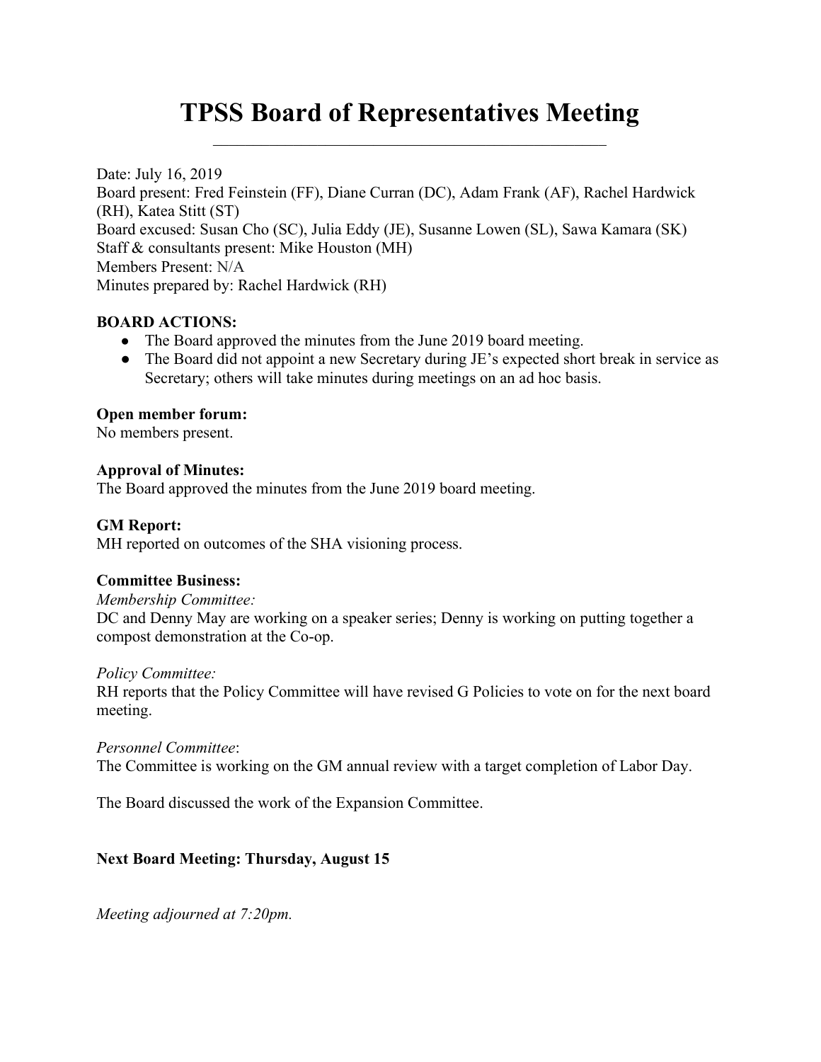# TPSS Board of Representatives Meeting

Date: July 16, 2019
Board present: Fred Feinstein (FF), Diane Curran (DC), Adam Frank (AF), Rachel Hardwick (RH), Katea Stitt (ST)
Board excused: Susan Cho (SC), Julia Eddy (JE), Susanne Lowen (SL), Sawa Kamara (SK)
Staff & consultants present: Mike Houston (MH)
Members Present: N/A
Minutes prepared by: Rachel Hardwick (RH)

**BOARD ACTIONS:**

- The Board approved the minutes from the June 2019 board meeting.
- The Board did not appoint a new Secretary during JE's expected short break in service as Secretary; others will take minutes during meetings on an ad hoc basis.

**Open member forum:**
No members present.

**Approval of Minutes:**
The Board approved the minutes from the June 2019 board meeting.

**GM Report:**
MH reported on outcomes of the SHA visioning process.

**Committee Business:**
*Membership Committee:*
DC and Denny May are working on a speaker series; Denny is working on putting together a compost demonstration at the Co-op.

*Policy Committee:*
RH reports that the Policy Committee will have revised G Policies to vote on for the next board meeting.

*Personnel Committee*:
The Committee is working on the GM annual review with a target completion of Labor Day.

The Board discussed the work of the Expansion Committee.

**Next Board Meeting: Thursday, August 15**

*Meeting adjourned at 7:20pm.*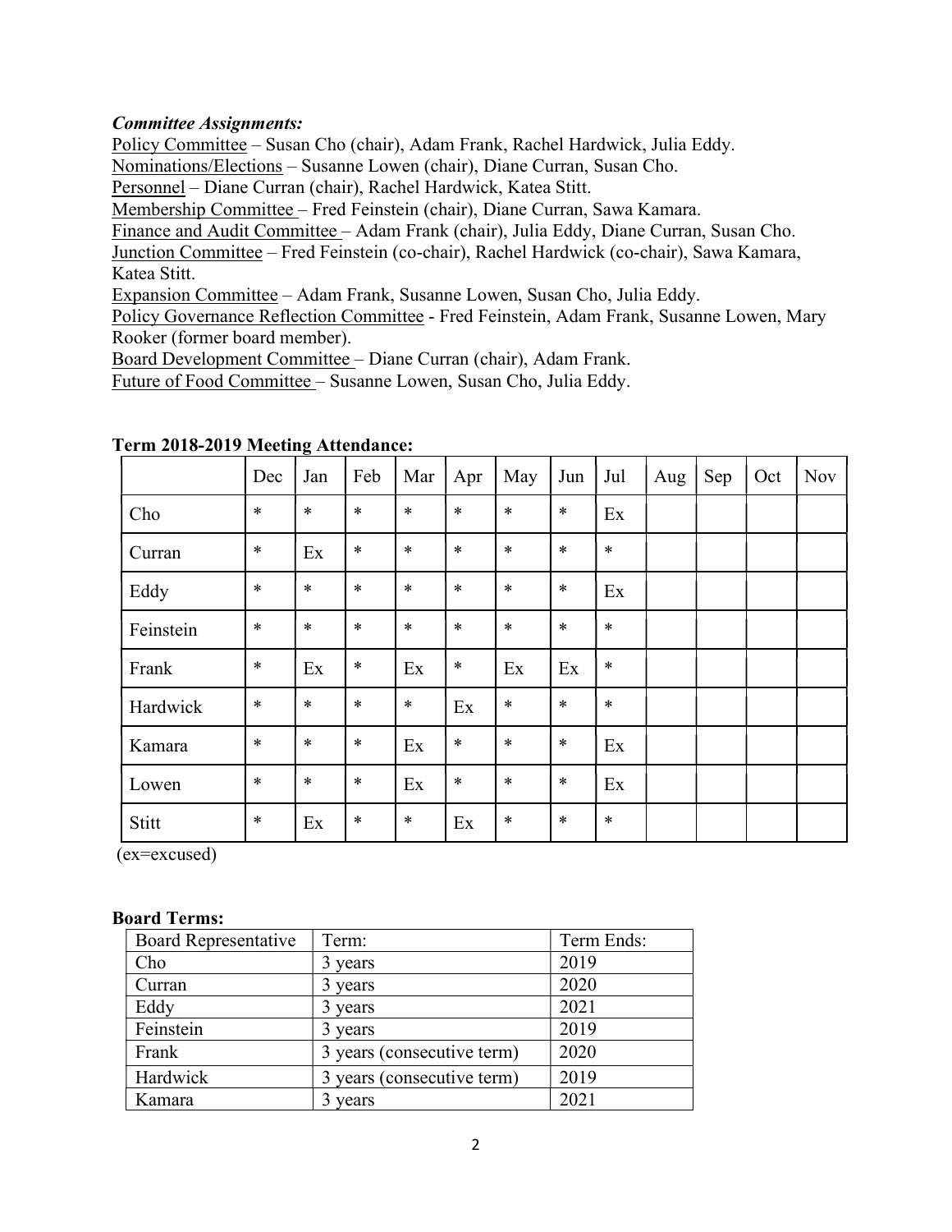***Committee Assignments:***

Policy Committee – Susan Cho (chair), Adam Frank, Rachel Hardwick, Julia Eddy.
Nominations/Elections – Susanne Lowen (chair), Diane Curran, Susan Cho.
Personnel – Diane Curran (chair), Rachel Hardwick, Katea Stitt.
Membership Committee – Fred Feinstein (chair), Diane Curran, Sawa Kamara.
Finance and Audit Committee – Adam Frank (chair), Julia Eddy, Diane Curran, Susan Cho.
Junction Committee – Fred Feinstein (co-chair), Rachel Hardwick (co-chair), Sawa Kamara, Katea Stitt.
Expansion Committee – Adam Frank, Susanne Lowen, Susan Cho, Julia Eddy.
Policy Governance Reflection Committee - Fred Feinstein, Adam Frank, Susanne Lowen, Mary Rooker (former board member).
Board Development Committee – Diane Curran (chair), Adam Frank.
Future of Food Committee – Susanne Lowen, Susan Cho, Julia Eddy.

**Term 2018-2019 Meeting Attendance:**

| | Dec | Jan | Feb | Mar | Apr | May | Jun | Jul | Aug | Sep | Oct | Nov |
|---|---|---|---|---|---|---|---|---|---|---|---|---|
| Cho | * | * | * | * | * | * | * | Ex | | | | |
| Curran | * | Ex | * | * | * | * | * | * | | | | |
| Eddy | * | * | * | * | * | * | * | Ex | | | | |
| Feinstein | * | * | * | * | * | * | * | * | | | | |
| Frank | * | Ex | * | Ex | * | Ex | Ex | * | | | | |
| Hardwick | * | * | * | * | Ex | * | * | * | | | | |
| Kamara | * | * | * | Ex | * | * | * | Ex | | | | |
| Lowen | * | * | * | Ex | * | * | * | Ex | | | | |
| Stitt | * | Ex | * | * | Ex | * | * | * | | | | |

(ex=excused)

**Board Terms:**

| Board Representative | Term: | Term Ends: |
|---|---|---|
| Cho | 3 years | 2019 |
| Curran | 3 years | 2020 |
| Eddy | 3 years | 2021 |
| Feinstein | 3 years | 2019 |
| Frank | 3 years (consecutive term) | 2020 |
| Hardwick | 3 years (consecutive term) | 2019 |
| Kamara | 3 years | 2021 |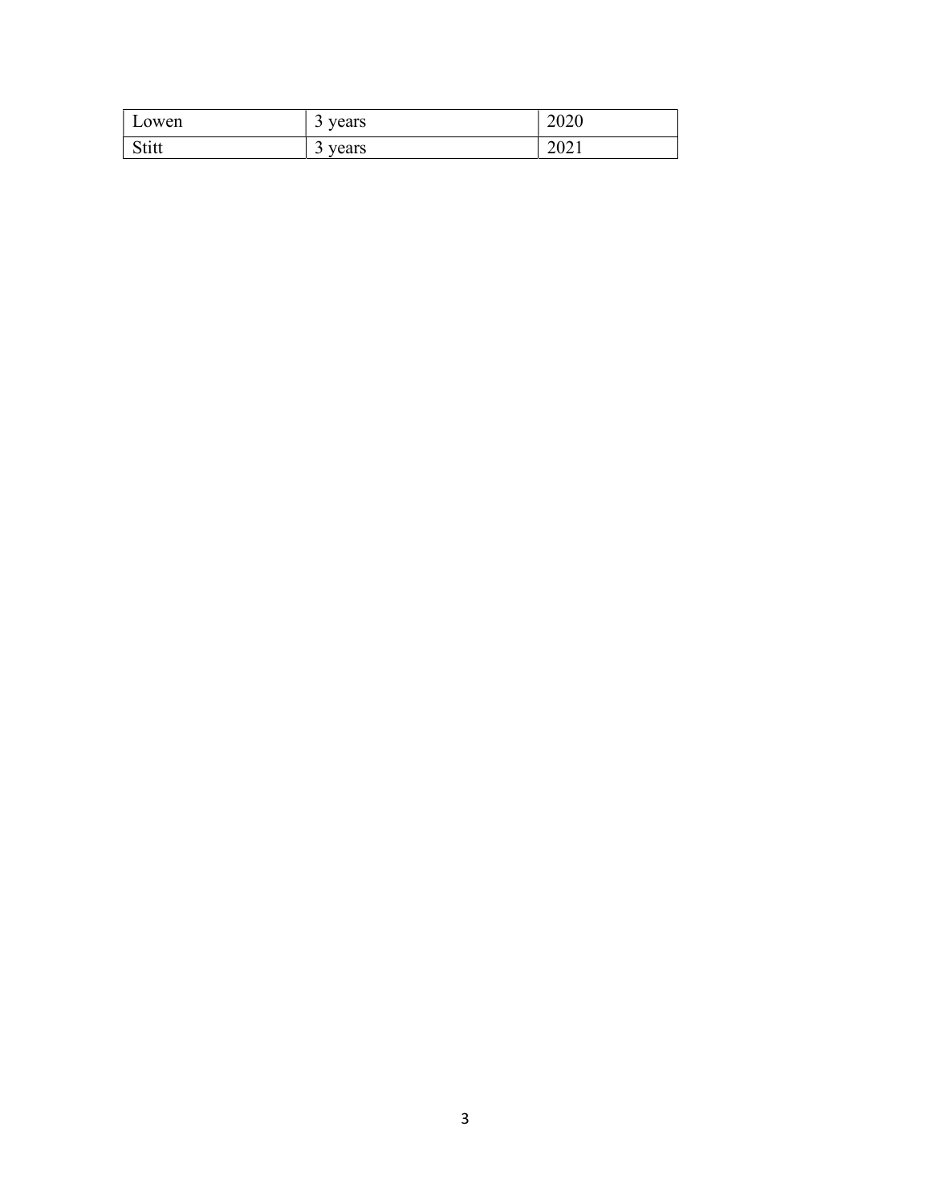| | | |
|---|---|---|
| Lowen | 3 years | 2020 |
| Stitt | 3 years | 2021 |